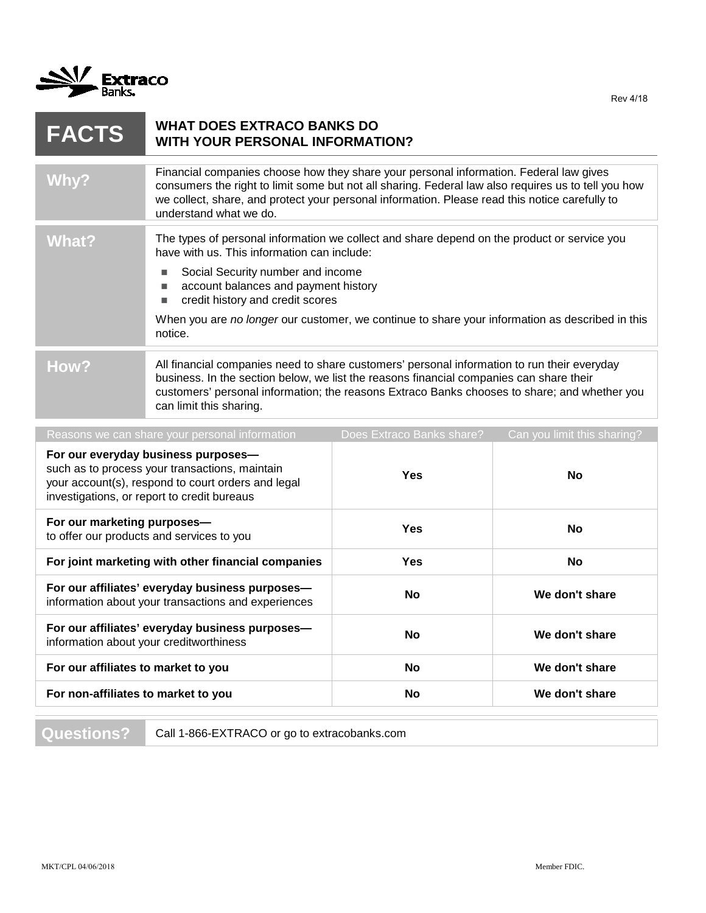Extraco Banks

Rev 4/18

# FACTS — WHAT DOES EXTRACO BANKS DO WITH YOUR PERSONAL INFORMATION?

| | |
|---|---|
| **Why?** | Financial companies choose how they share your personal information. Federal law gives consumers the right to limit some but not all sharing. Federal law also requires us to tell you how we collect, share, and protect your personal information. Please read this notice carefully to understand what we do. |
| **What?** | The types of personal information we collect and share depend on the product or service you have with us. This information can include:<br>■ Social Security number and income<br>■ account balances and payment history<br>■ credit history and credit scores<br><br>When you are *no longer* our customer, we continue to share your information as described in this notice. |
| **How?** | All financial companies need to share customers' personal information to run their everyday business. In the section below, we list the reasons financial companies can share their customers' personal information; the reasons Extraco Banks chooses to share; and whether you can limit this sharing. |

| Reasons we can share your personal information | Does Extraco Banks share? | Can you limit this sharing? |
|---|---|---|
| **For our everyday business purposes—** such as to process your transactions, maintain your account(s), respond to court orders and legal investigations, or report to credit bureaus | **Yes** | **No** |
| **For our marketing purposes—** to offer our products and services to you | **Yes** | **No** |
| **For joint marketing with other financial companies** | **Yes** | **No** |
| **For our affiliates' everyday business purposes—** information about your transactions and experiences | **No** | **We don't share** |
| **For our affiliates' everyday business purposes—** information about your creditworthiness | **No** | **We don't share** |
| **For our affiliates to market to you** | **No** | **We don't share** |
| **For non-affiliates to market to you** | **No** | **We don't share** |

| | |
|---|---|
| **Questions?** | Call 1-866-EXTRACO or go to extracobanks.com |

MKT/CPL 04/06/2018

Member FDIC.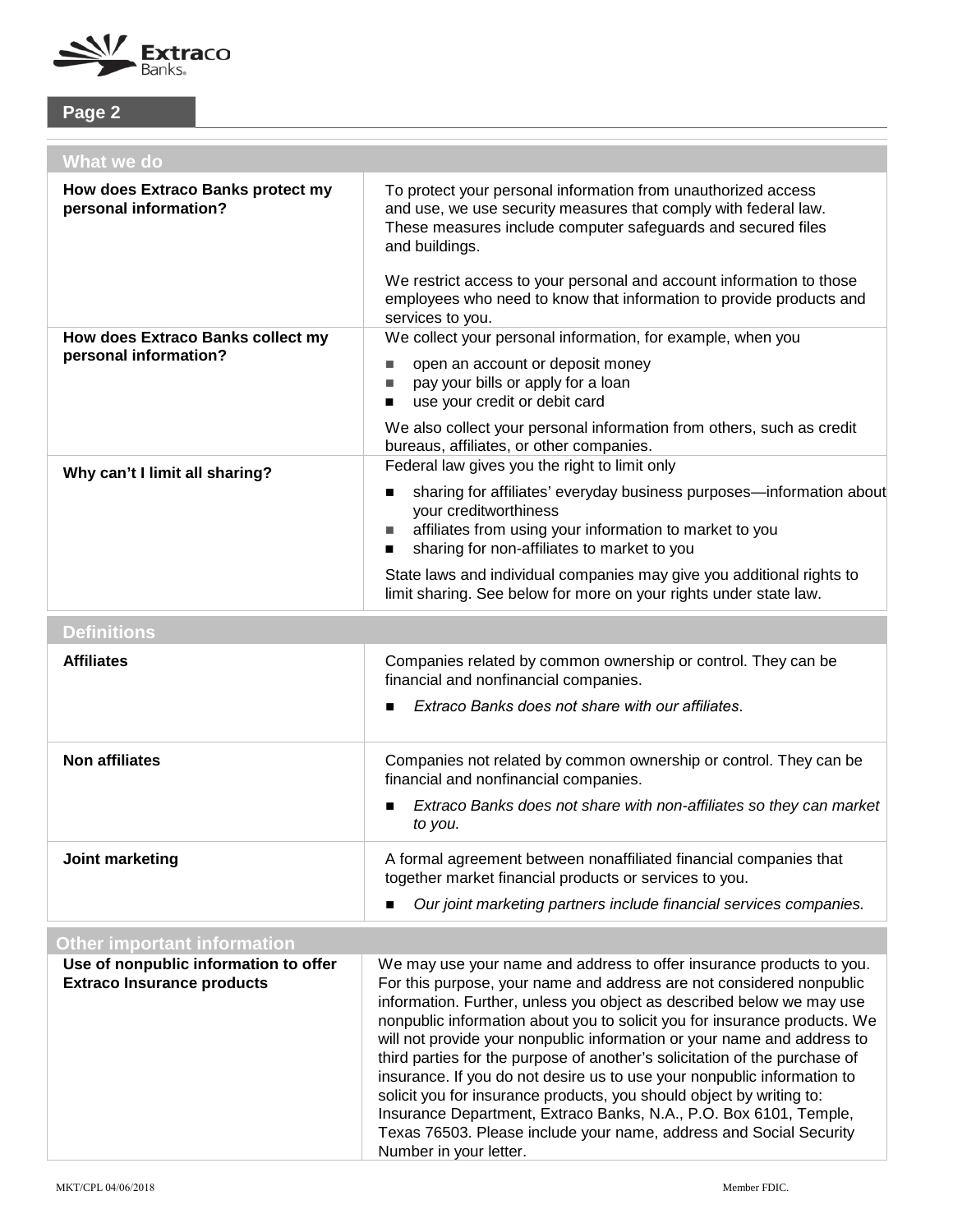## Page 2

| What we do | |
| --- | --- |
| **How does Extraco Banks protect my personal information?** | To protect your personal information from unauthorized access and use, we use security measures that comply with federal law. These measures include computer safeguards and secured files and buildings.<br><br>We restrict access to your personal and account information to those employees who need to know that information to provide products and services to you. |
| **How does Extraco Banks collect my personal information?** | We collect your personal information, for example, when you<br>■ open an account or deposit money<br>■ pay your bills or apply for a loan<br>■ use your credit or debit card<br><br>We also collect your personal information from others, such as credit bureaus, affiliates, or other companies. |
| **Why can't I limit all sharing?** | Federal law gives you the right to limit only<br>■ sharing for affiliates' everyday business purposes—information about your creditworthiness<br>■ affiliates from using your information to market to you<br>■ sharing for non-affiliates to market to you<br><br>State laws and individual companies may give you additional rights to limit sharing. See below for more on your rights under state law. |

| Definitions | |
| --- | --- |
| **Affiliates** | Companies related by common ownership or control. They can be financial and nonfinancial companies.<br>■ *Extraco Banks does not share with our affiliates*. |
| **Non affiliates** | Companies not related by common ownership or control. They can be financial and nonfinancial companies.<br>■ *Extraco Banks does not share with non-affiliates so they can market to you.* |
| **Joint marketing** | A formal agreement between nonaffiliated financial companies that together market financial products or services to you.<br>■ *Our joint marketing partners include financial services companies.* |

| Other important information | |
| --- | --- |
| **Use of nonpublic information to offer Extraco Insurance products** | We may use your name and address to offer insurance products to you. For this purpose, your name and address are not considered nonpublic information. Further, unless you object as described below we may use nonpublic information about you to solicit you for insurance products. We will not provide your nonpublic information or your name and address to third parties for the purpose of another's solicitation of the purchase of insurance. If you do not desire us to use your nonpublic information to solicit you for insurance products, you should object by writing to: Insurance Department, Extraco Banks, N.A., P.O. Box 6101, Temple, Texas 76503. Please include your name, address and Social Security Number in your letter. |

MKT/CPL 04/06/2018

Member FDIC.